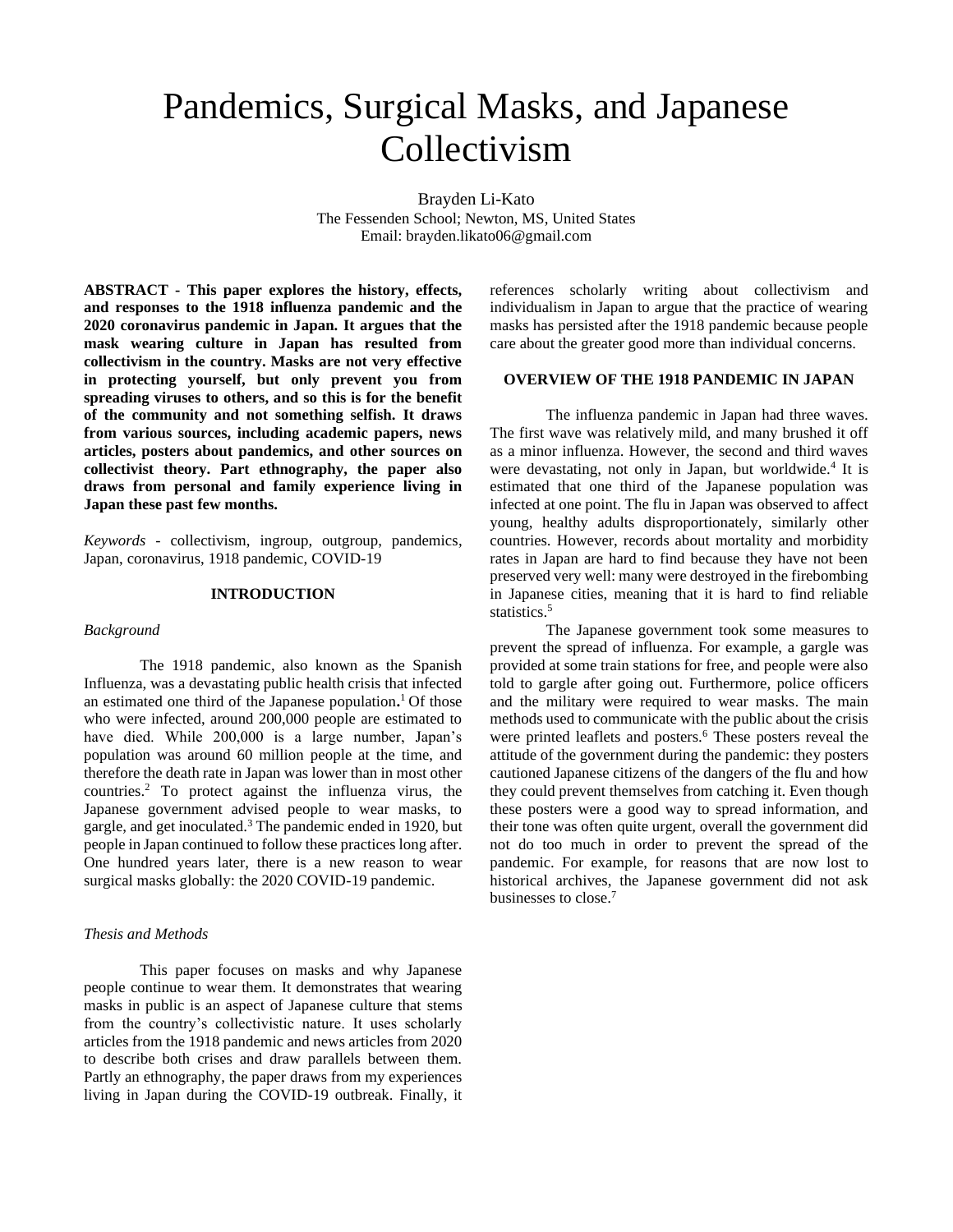# Pandemics, Surgical Masks, and Japanese Collectivism

Brayden Li-Kato
The Fessenden School; Newton, MS, United States
Email: brayden.likato06@gmail.com

**ABSTRACT - This paper explores the history, effects, and responses to the 1918 influenza pandemic and the 2020 coronavirus pandemic in Japan. It argues that the mask wearing culture in Japan has resulted from collectivism in the country. Masks are not very effective in protecting yourself, but only prevent you from spreading viruses to others, and so this is for the benefit of the community and not something selfish. It draws from various sources, including academic papers, news articles, posters about pandemics, and other sources on collectivist theory. Part ethnography, the paper also draws from personal and family experience living in Japan these past few months.**

*Keywords* - collectivism, ingroup, outgroup, pandemics, Japan, coronavirus, 1918 pandemic, COVID-19

## INTRODUCTION

### *Background*

The 1918 pandemic, also known as the Spanish Influenza, was a devastating public health crisis that infected an estimated one third of the Japanese population**.**[1] Of those who were infected, around 200,000 people are estimated to have died. While 200,000 is a large number, Japan's population was around 60 million people at the time, and therefore the death rate in Japan was lower than in most other countries.[2] To protect against the influenza virus, the Japanese government advised people to wear masks, to gargle, and get inoculated.[3] The pandemic ended in 1920, but people in Japan continued to follow these practices long after. One hundred years later, there is a new reason to wear surgical masks globally: the 2020 COVID-19 pandemic.

### *Thesis and Methods*

This paper focuses on masks and why Japanese people continue to wear them. It demonstrates that wearing masks in public is an aspect of Japanese culture that stems from the country's collectivistic nature. It uses scholarly articles from the 1918 pandemic and news articles from 2020 to describe both crises and draw parallels between them. Partly an ethnography, the paper draws from my experiences living in Japan during the COVID-19 outbreak. Finally, it references scholarly writing about collectivism and individualism in Japan to argue that the practice of wearing masks has persisted after the 1918 pandemic because people care about the greater good more than individual concerns.

## OVERVIEW OF THE 1918 PANDEMIC IN JAPAN

The influenza pandemic in Japan had three waves. The first wave was relatively mild, and many brushed it off as a minor influenza. However, the second and third waves were devastating, not only in Japan, but worldwide.[4] It is estimated that one third of the Japanese population was infected at one point. The flu in Japan was observed to affect young, healthy adults disproportionately, similarly other countries. However, records about mortality and morbidity rates in Japan are hard to find because they have not been preserved very well: many were destroyed in the firebombing in Japanese cities, meaning that it is hard to find reliable statistics.[5]

The Japanese government took some measures to prevent the spread of influenza. For example, a gargle was provided at some train stations for free, and people were also told to gargle after going out. Furthermore, police officers and the military were required to wear masks. The main methods used to communicate with the public about the crisis were printed leaflets and posters.[6] These posters reveal the attitude of the government during the pandemic: they posters cautioned Japanese citizens of the dangers of the flu and how they could prevent themselves from catching it. Even though these posters were a good way to spread information, and their tone was often quite urgent, overall the government did not do too much in order to prevent the spread of the pandemic. For example, for reasons that are now lost to historical archives, the Japanese government did not ask businesses to close.[7]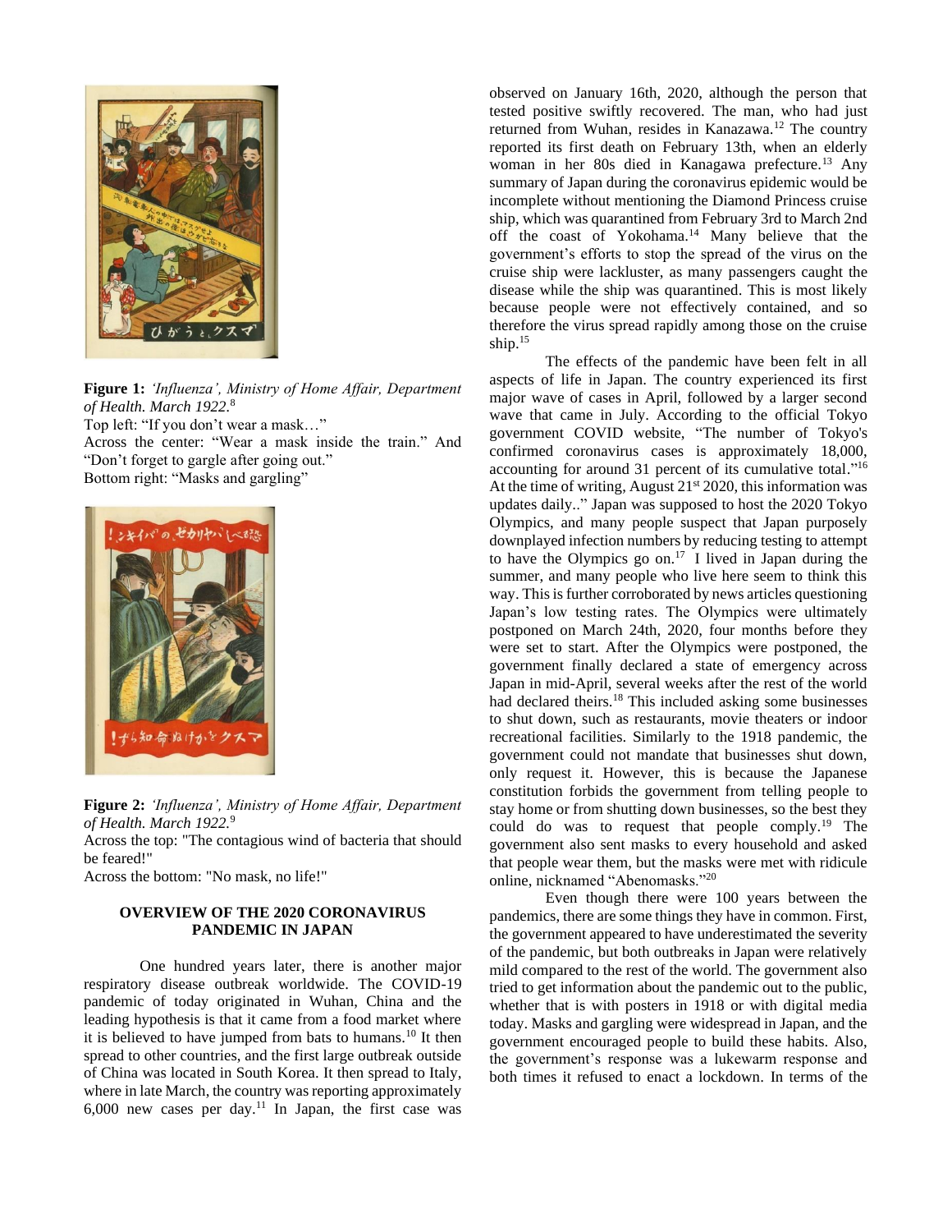**Figure 1:** *'Influenza', Ministry of Home Affair, Department of Health. March 1922.*[8]

Top left: "If you don't wear a mask…"

Across the center: "Wear a mask inside the train." And "Don't forget to gargle after going out."

Bottom right: "Masks and gargling"

**Figure 2:** *'Influenza', Ministry of Home Affair, Department of Health. March 1922.*[9]

Across the top: "The contagious wind of bacteria that should be feared!"

Across the bottom: "No mask, no life!"

## OVERVIEW OF THE 2020 CORONAVIRUS PANDEMIC IN JAPAN

One hundred years later, there is another major respiratory disease outbreak worldwide. The COVID-19 pandemic of today originated in Wuhan, China and the leading hypothesis is that it came from a food market where it is believed to have jumped from bats to humans.[10] It then spread to other countries, and the first large outbreak outside of China was located in South Korea. It then spread to Italy, where in late March, the country was reporting approximately 6,000 new cases per day.[11] In Japan, the first case was observed on January 16th, 2020, although the person that tested positive swiftly recovered. The man, who had just returned from Wuhan, resides in Kanazawa.[12] The country reported its first death on February 13th, when an elderly woman in her 80s died in Kanagawa prefecture.[13] Any summary of Japan during the coronavirus epidemic would be incomplete without mentioning the Diamond Princess cruise ship, which was quarantined from February 3rd to March 2nd off the coast of Yokohama.[14] Many believe that the government's efforts to stop the spread of the virus on the cruise ship were lackluster, as many passengers caught the disease while the ship was quarantined. This is most likely because people were not effectively contained, and so therefore the virus spread rapidly among those on the cruise ship.[15]

The effects of the pandemic have been felt in all aspects of life in Japan. The country experienced its first major wave of cases in April, followed by a larger second wave that came in July. According to the official Tokyo government COVID website, "The number of Tokyo's confirmed coronavirus cases is approximately 18,000, accounting for around 31 percent of its cumulative total."[16] At the time of writing, August 21st 2020, this information was updates daily.." Japan was supposed to host the 2020 Tokyo Olympics, and many people suspect that Japan purposely downplayed infection numbers by reducing testing to attempt to have the Olympics go on.[17] I lived in Japan during the summer, and many people who live here seem to think this way. This is further corroborated by news articles questioning Japan's low testing rates. The Olympics were ultimately postponed on March 24th, 2020, four months before they were set to start. After the Olympics were postponed, the government finally declared a state of emergency across Japan in mid-April, several weeks after the rest of the world had declared theirs.[18] This included asking some businesses to shut down, such as restaurants, movie theaters or indoor recreational facilities. Similarly to the 1918 pandemic, the government could not mandate that businesses shut down, only request it. However, this is because the Japanese constitution forbids the government from telling people to stay home or from shutting down businesses, so the best they could do was to request that people comply.[19] The government also sent masks to every household and asked that people wear them, but the masks were met with ridicule online, nicknamed "Abenomasks."[20]

Even though there were 100 years between the pandemics, there are some things they have in common. First, the government appeared to have underestimated the severity of the pandemic, but both outbreaks in Japan were relatively mild compared to the rest of the world. The government also tried to get information about the pandemic out to the public, whether that is with posters in 1918 or with digital media today. Masks and gargling were widespread in Japan, and the government encouraged people to build these habits. Also, the government's response was a lukewarm response and both times it refused to enact a lockdown. In terms of the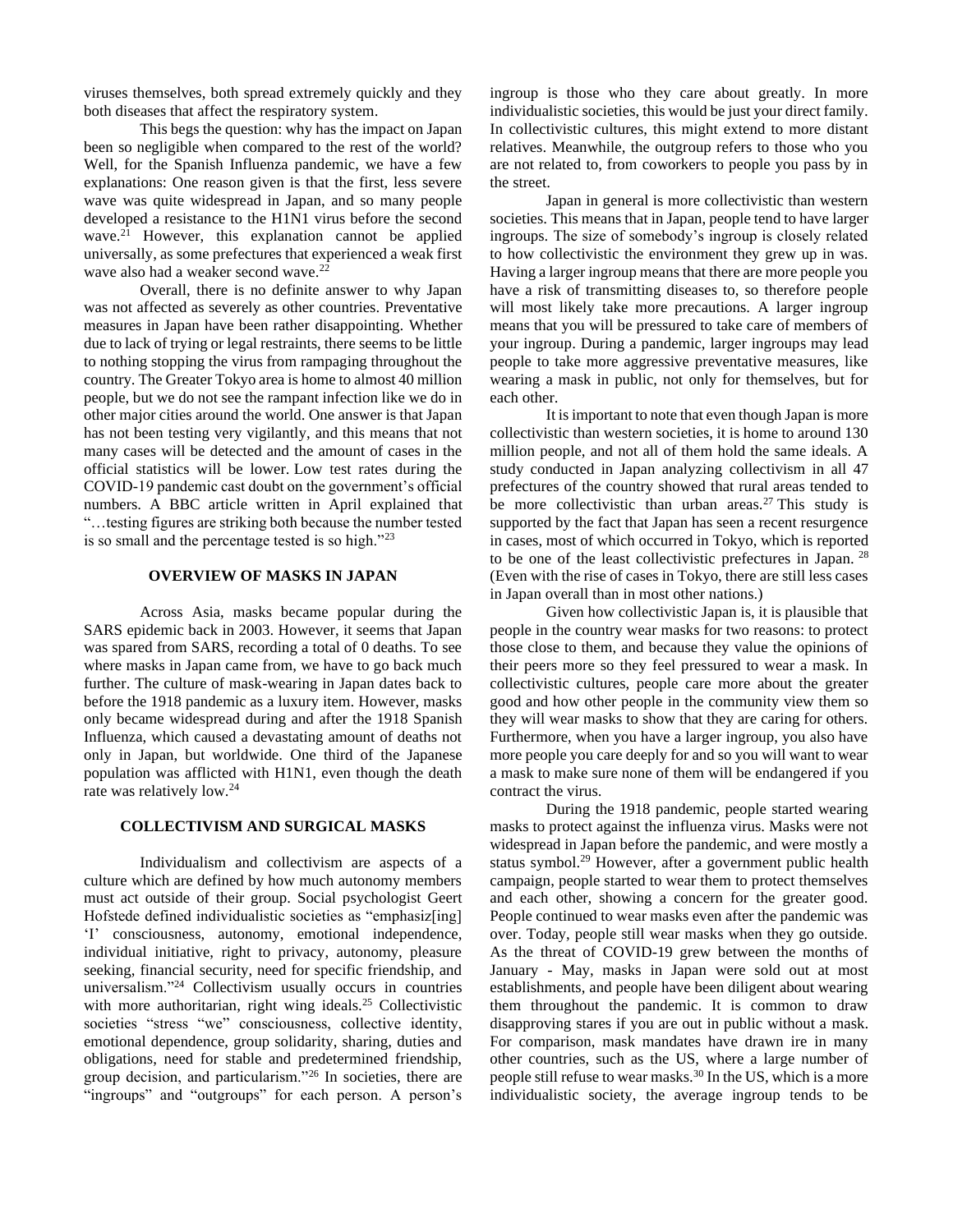viruses themselves, both spread extremely quickly and they both diseases that affect the respiratory system.

This begs the question: why has the impact on Japan been so negligible when compared to the rest of the world? Well, for the Spanish Influenza pandemic, we have a few explanations: One reason given is that the first, less severe wave was quite widespread in Japan, and so many people developed a resistance to the H1N1 virus before the second wave.[21] However, this explanation cannot be applied universally, as some prefectures that experienced a weak first wave also had a weaker second wave.[22]

Overall, there is no definite answer to why Japan was not affected as severely as other countries. Preventative measures in Japan have been rather disappointing. Whether due to lack of trying or legal restraints, there seems to be little to nothing stopping the virus from rampaging throughout the country. The Greater Tokyo area is home to almost 40 million people, but we do not see the rampant infection like we do in other major cities around the world. One answer is that Japan has not been testing very vigilantly, and this means that not many cases will be detected and the amount of cases in the official statistics will be lower. Low test rates during the COVID-19 pandemic cast doubt on the government's official numbers. A BBC article written in April explained that "…testing figures are striking both because the number tested is so small and the percentage tested is so high."[23]

## OVERVIEW OF MASKS IN JAPAN

Across Asia, masks became popular during the SARS epidemic back in 2003. However, it seems that Japan was spared from SARS, recording a total of 0 deaths. To see where masks in Japan came from, we have to go back much further. The culture of mask-wearing in Japan dates back to before the 1918 pandemic as a luxury item. However, masks only became widespread during and after the 1918 Spanish Influenza, which caused a devastating amount of deaths not only in Japan, but worldwide. One third of the Japanese population was afflicted with H1N1, even though the death rate was relatively low.[24]

## COLLECTIVISM AND SURGICAL MASKS

Individualism and collectivism are aspects of a culture which are defined by how much autonomy members must act outside of their group. Social psychologist Geert Hofstede defined individualistic societies as "emphasiz[ing] 'I' consciousness, autonomy, emotional independence, individual initiative, right to privacy, autonomy, pleasure seeking, financial security, need for specific friendship, and universalism."[24] Collectivism usually occurs in countries with more authoritarian, right wing ideals.[25] Collectivistic societies "stress "we" consciousness, collective identity, emotional dependence, group solidarity, sharing, duties and obligations, need for stable and predetermined friendship, group decision, and particularism."[26] In societies, there are "ingroups" and "outgroups" for each person. A person's ingroup is those who they care about greatly. In more individualistic societies, this would be just your direct family. In collectivistic cultures, this might extend to more distant relatives. Meanwhile, the outgroup refers to those who you are not related to, from coworkers to people you pass by in the street.

Japan in general is more collectivistic than western societies. This means that in Japan, people tend to have larger ingroups. The size of somebody's ingroup is closely related to how collectivistic the environment they grew up in was. Having a larger ingroup means that there are more people you have a risk of transmitting diseases to, so therefore people will most likely take more precautions. A larger ingroup means that you will be pressured to take care of members of your ingroup. During a pandemic, larger ingroups may lead people to take more aggressive preventative measures, like wearing a mask in public, not only for themselves, but for each other.

It is important to note that even though Japan is more collectivistic than western societies, it is home to around 130 million people, and not all of them hold the same ideals. A study conducted in Japan analyzing collectivism in all 47 prefectures of the country showed that rural areas tended to be more collectivistic than urban areas.[27] This study is supported by the fact that Japan has seen a recent resurgence in cases, most of which occurred in Tokyo, which is reported to be one of the least collectivistic prefectures in Japan.[28] (Even with the rise of cases in Tokyo, there are still less cases in Japan overall than in most other nations.)

Given how collectivistic Japan is, it is plausible that people in the country wear masks for two reasons: to protect those close to them, and because they value the opinions of their peers more so they feel pressured to wear a mask. In collectivistic cultures, people care more about the greater good and how other people in the community view them so they will wear masks to show that they are caring for others. Furthermore, when you have a larger ingroup, you also have more people you care deeply for and so you will want to wear a mask to make sure none of them will be endangered if you contract the virus.

During the 1918 pandemic, people started wearing masks to protect against the influenza virus. Masks were not widespread in Japan before the pandemic, and were mostly a status symbol.[29] However, after a government public health campaign, people started to wear them to protect themselves and each other, showing a concern for the greater good. People continued to wear masks even after the pandemic was over. Today, people still wear masks when they go outside. As the threat of COVID-19 grew between the months of January - May, masks in Japan were sold out at most establishments, and people have been diligent about wearing them throughout the pandemic. It is common to draw disapproving stares if you are out in public without a mask. For comparison, mask mandates have drawn ire in many other countries, such as the US, where a large number of people still refuse to wear masks.[30] In the US, which is a more individualistic society, the average ingroup tends to be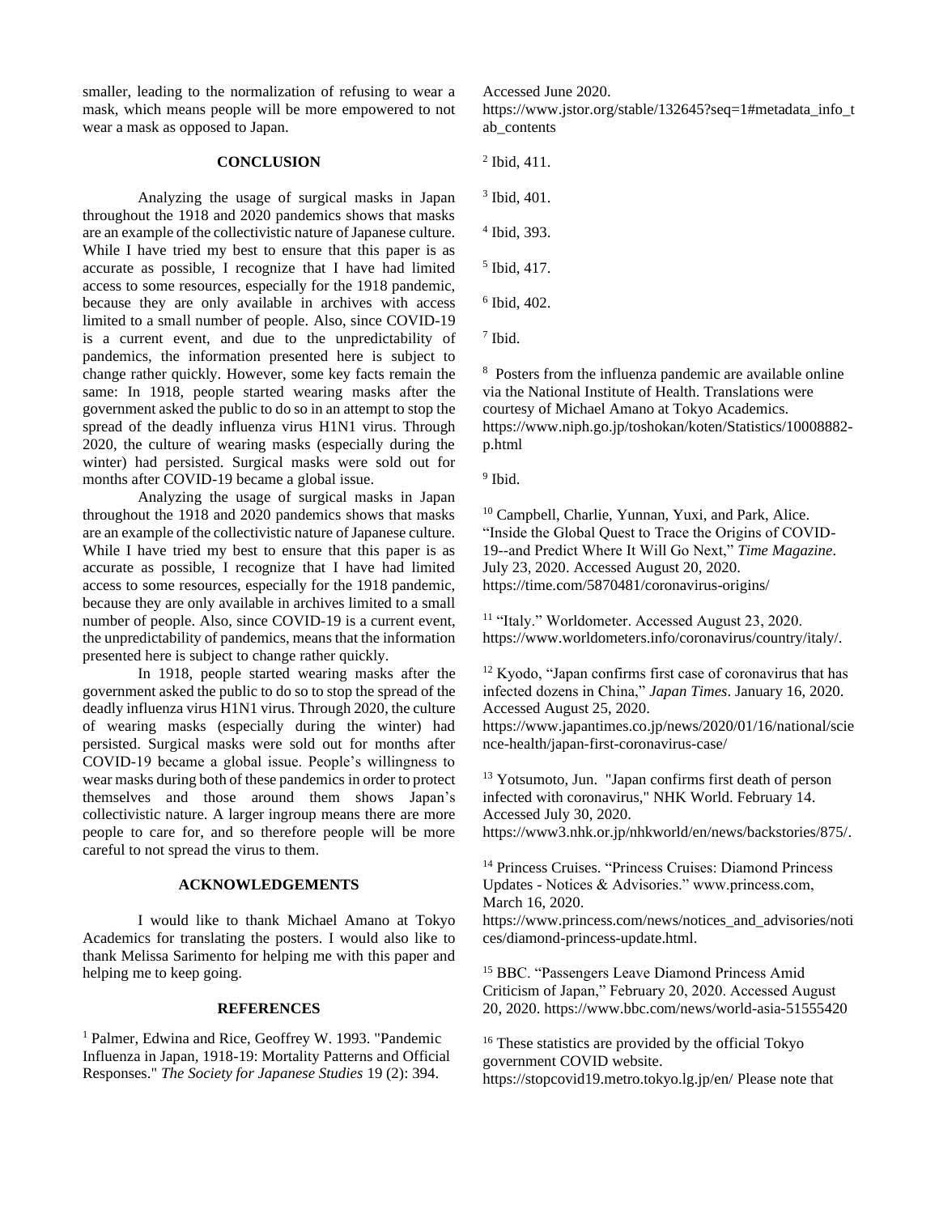smaller, leading to the normalization of refusing to wear a mask, which means people will be more empowered to not wear a mask as opposed to Japan.

## CONCLUSION

Analyzing the usage of surgical masks in Japan throughout the 1918 and 2020 pandemics shows that masks are an example of the collectivistic nature of Japanese culture. While I have tried my best to ensure that this paper is as accurate as possible, I recognize that I have had limited access to some resources, especially for the 1918 pandemic, because they are only available in archives with access limited to a small number of people. Also, since COVID-19 is a current event, and due to the unpredictability of pandemics, the information presented here is subject to change rather quickly. However, some key facts remain the same: In 1918, people started wearing masks after the government asked the public to do so in an attempt to stop the spread of the deadly influenza virus H1N1 virus. Through 2020, the culture of wearing masks (especially during the winter) had persisted. Surgical masks were sold out for months after COVID-19 became a global issue.

Analyzing the usage of surgical masks in Japan throughout the 1918 and 2020 pandemics shows that masks are an example of the collectivistic nature of Japanese culture. While I have tried my best to ensure that this paper is as accurate as possible, I recognize that I have had limited access to some resources, especially for the 1918 pandemic, because they are only available in archives limited to a small number of people. Also, since COVID-19 is a current event, the unpredictability of pandemics, means that the information presented here is subject to change rather quickly.

In 1918, people started wearing masks after the government asked the public to do so to stop the spread of the deadly influenza virus H1N1 virus. Through 2020, the culture of wearing masks (especially during the winter) had persisted. Surgical masks were sold out for months after COVID-19 became a global issue. People's willingness to wear masks during both of these pandemics in order to protect themselves and those around them shows Japan's collectivistic nature. A larger ingroup means there are more people to care for, and so therefore people will be more careful to not spread the virus to them.

## ACKNOWLEDGEMENTS

I would like to thank Michael Amano at Tokyo Academics for translating the posters. I would also like to thank Melissa Sarimento for helping me with this paper and helping me to keep going.

## REFERENCES

[1] Palmer, Edwina and Rice, Geoffrey W. 1993. "Pandemic Influenza in Japan, 1918-19: Mortality Patterns and Official Responses." *The Society for Japanese Studies* 19 (2): 394. Accessed June 2020. https://www.jstor.org/stable/132645?seq=1#metadata_info_tab_contents

[2] Ibid, 411.

[3] Ibid, 401.

[4] Ibid, 393.

[5] Ibid, 417.

[6] Ibid, 402.

[7] Ibid.

[8] Posters from the influenza pandemic are available online via the National Institute of Health. Translations were courtesy of Michael Amano at Tokyo Academics. https://www.niph.go.jp/toshokan/koten/Statistics/10008882-p.html

[9] Ibid.

[10] Campbell, Charlie, Yunnan, Yuxi, and Park, Alice. "Inside the Global Quest to Trace the Origins of COVID-19--and Predict Where It Will Go Next," *Time Magazine*. July 23, 2020. Accessed August 20, 2020. https://time.com/5870481/coronavirus-origins/

[11] "Italy." Worldometer. Accessed August 23, 2020. https://www.worldometers.info/coronavirus/country/italy/.

[12] Kyodo, "Japan confirms first case of coronavirus that has infected dozens in China," *Japan Times*. January 16, 2020. Accessed August 25, 2020. https://www.japantimes.co.jp/news/2020/01/16/national/science-health/japan-first-coronavirus-case/

[13] Yotsumoto, Jun. "Japan confirms first death of person infected with coronavirus," NHK World. February 14. Accessed July 30, 2020. https://www3.nhk.or.jp/nhkworld/en/news/backstories/875/.

[14] Princess Cruises. "Princess Cruises: Diamond Princess Updates - Notices & Advisories." www.princess.com, March 16, 2020. https://www.princess.com/news/notices_and_advisories/notices/diamond-princess-update.html.

[15] BBC. "Passengers Leave Diamond Princess Amid Criticism of Japan," February 20, 2020. Accessed August 20, 2020. https://www.bbc.com/news/world-asia-51555420

[16] These statistics are provided by the official Tokyo government COVID website. https://stopcovid19.metro.tokyo.lg.jp/en/ Please note that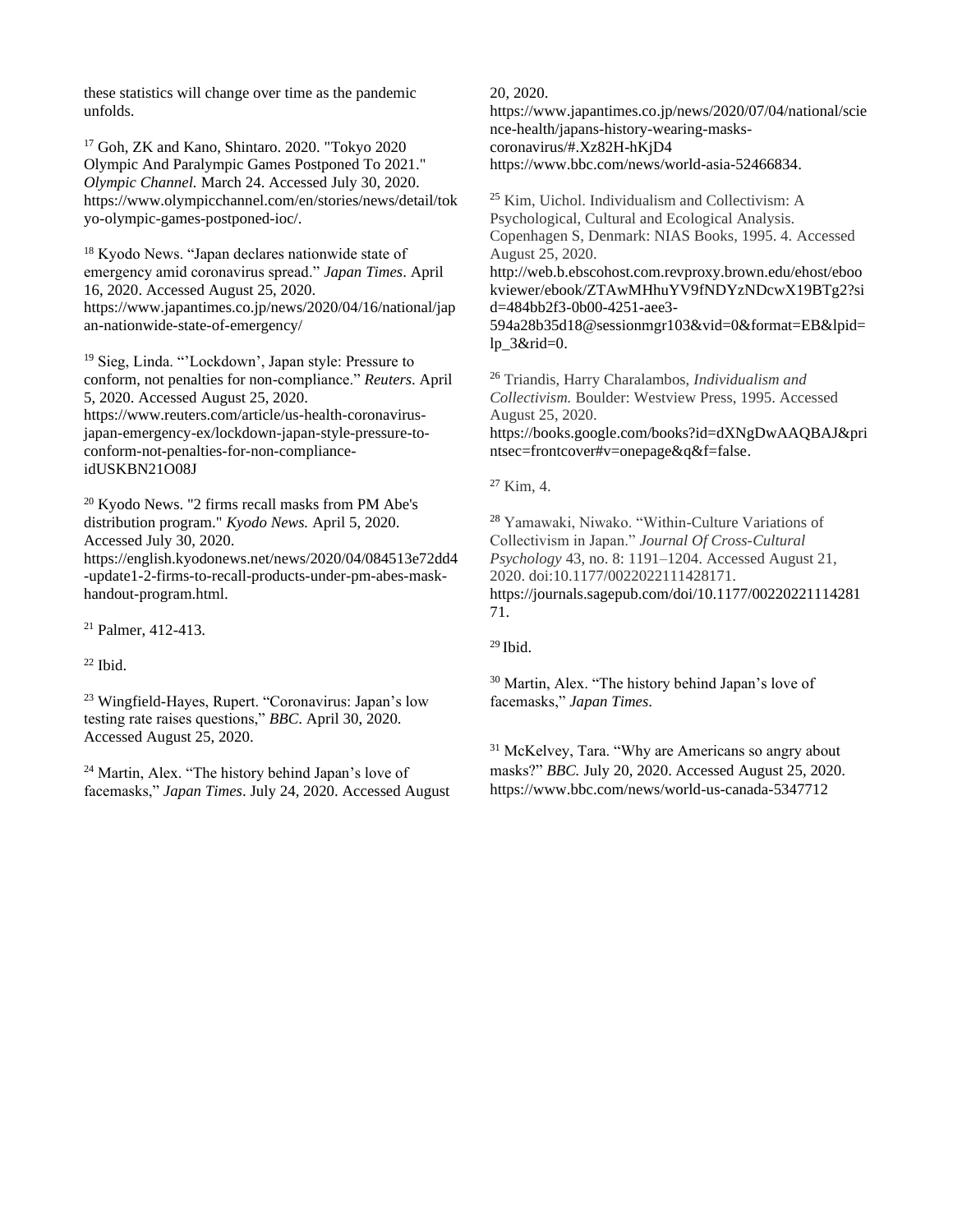these statistics will change over time as the pandemic unfolds.

[17] Goh, ZK and Kano, Shintaro. 2020. "Tokyo 2020 Olympic And Paralympic Games Postponed To 2021." *Olympic Channel.* March 24. Accessed July 30, 2020. https://www.olympicchannel.com/en/stories/news/detail/tokyo-olympic-games-postponed-ioc/.

[18] Kyodo News. "Japan declares nationwide state of emergency amid coronavirus spread." *Japan Times*. April 16, 2020. Accessed August 25, 2020. https://www.japantimes.co.jp/news/2020/04/16/national/japan-nationwide-state-of-emergency/

[19] Sieg, Linda. "'Lockdown', Japan style: Pressure to conform, not penalties for non-compliance." *Reuters.* April 5, 2020. Accessed August 25, 2020. https://www.reuters.com/article/us-health-coronavirus-japan-emergency-ex/lockdown-japan-style-pressure-to-conform-not-penalties-for-non-compliance-idUSKBN21O08J

[20] Kyodo News. "2 firms recall masks from PM Abe's distribution program." *Kyodo News.* April 5, 2020. Accessed July 30, 2020. https://english.kyodonews.net/news/2020/04/084513e72dd4-update1-2-firms-to-recall-products-under-pm-abes-mask-handout-program.html.

[21] Palmer, 412-413.

[22] Ibid.

[23] Wingfield-Hayes, Rupert. "Coronavirus: Japan's low testing rate raises questions," *BBC.* April 30, 2020. Accessed August 25, 2020.

[24] Martin, Alex. "The history behind Japan's love of facemasks," *Japan Times*. July 24, 2020. Accessed August 20, 2020. https://www.japantimes.co.jp/news/2020/07/04/national/science-health/japans-history-wearing-masks-coronavirus/#.Xz82H-hKjD4 https://www.bbc.com/news/world-asia-52466834.

[25] Kim, Uichol. Individualism and Collectivism: A Psychological, Cultural and Ecological Analysis. Copenhagen S, Denmark: NIAS Books, 1995. 4. Accessed August 25, 2020. http://web.b.ebscohost.com.revproxy.brown.edu/ehost/ebookviewer/ebook/ZTAwMHhuYV9fNDYzNDcwX19BTg2?sid=484bb2f3-0b00-4251-aee3-594a28b35d18@sessionmgr103&vid=0&format=EB&lpid=lp_3&rid=0.

[26] Triandis, Harry Charalambos, *Individualism and Collectivism.* Boulder: Westview Press, 1995. Accessed August 25, 2020. https://books.google.com/books?id=dXNgDwAAQBAJ&printsec=frontcover#v=onepage&q&f=false.

[27] Kim, 4.

[28] Yamawaki, Niwako. "Within-Culture Variations of Collectivism in Japan." *Journal Of Cross-Cultural Psychology* 43, no. 8: 1191–1204. Accessed August 21, 2020. doi:10.1177/0022022111428171. https://journals.sagepub.com/doi/10.1177/0022022111428171.

[29] Ibid.

[30] Martin, Alex. "The history behind Japan's love of facemasks," *Japan Times*.

[31] McKelvey, Tara. "Why are Americans so angry about masks?" *BBC.* July 20, 2020. Accessed August 25, 2020. https://www.bbc.com/news/world-us-canada-5347712